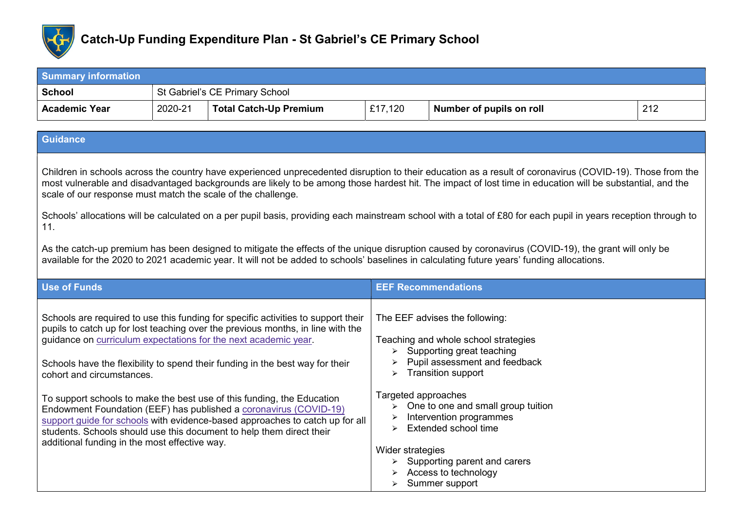# Catch-Up Funding Expenditure Plan - St Gabriel's CE Primary School

| Summary information | | | | | |
|---|---|---|---|---|---|
| **School** | St Gabriel's CE Primary School | | | | |
| **Academic Year** | 2020-21 | **Total Catch-Up Premium** | £17,120 | **Number of pupils on roll** | 212 |

## Guidance

Children in schools across the country have experienced unprecedented disruption to their education as a result of coronavirus (COVID-19). Those from the most vulnerable and disadvantaged backgrounds are likely to be among those hardest hit. The impact of lost time in education will be substantial, and the scale of our response must match the scale of the challenge.

Schools' allocations will be calculated on a per pupil basis, providing each mainstream school with a total of £80 for each pupil in years reception through to 11.

As the catch-up premium has been designed to mitigate the effects of the unique disruption caused by coronavirus (COVID-19), the grant will only be available for the 2020 to 2021 academic year. It will not be added to schools' baselines in calculating future years' funding allocations.

## Use of Funds

Schools are required to use this funding for specific activities to support their pupils to catch up for lost teaching over the previous months, in line with the guidance on curriculum expectations for the next academic year.

Schools have the flexibility to spend their funding in the best way for their cohort and circumstances.

To support schools to make the best use of this funding, the Education Endowment Foundation (EEF) has published a coronavirus (COVID-19) support guide for schools with evidence-based approaches to catch up for all students. Schools should use this document to help them direct their additional funding in the most effective way.

## EEF Recommendations

The EEF advises the following:

Teaching and whole school strategies
- Supporting great teaching
- Pupil assessment and feedback
- Transition support

Targeted approaches
- One to one and small group tuition
- Intervention programmes
- Extended school time

Wider strategies
- Supporting parent and carers
- Access to technology
- Summer support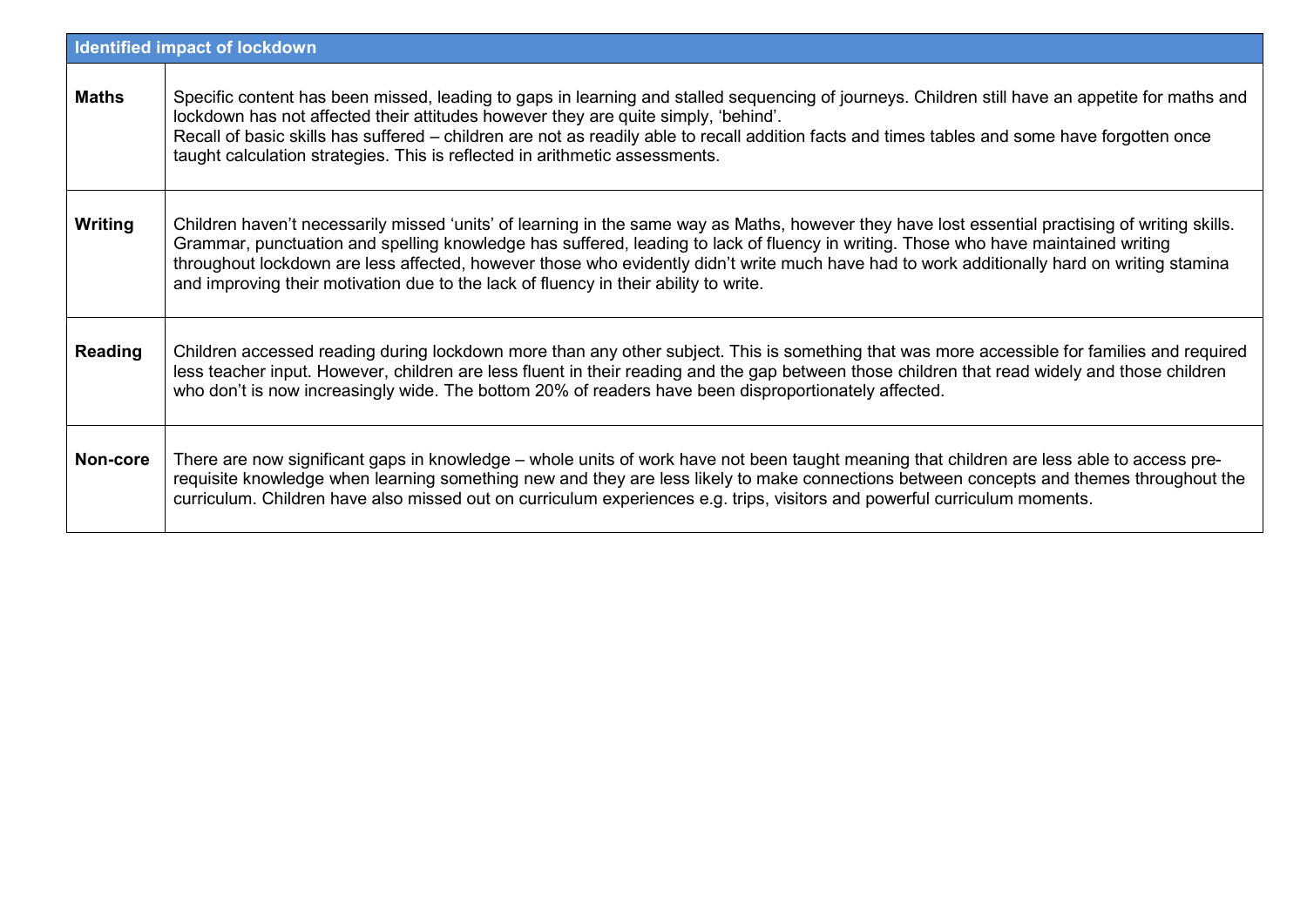| Identified impact of lockdown | |
|---|---|
| **Maths** | Specific content has been missed, leading to gaps in learning and stalled sequencing of journeys. Children still have an appetite for maths and lockdown has not affected their attitudes however they are quite simply, 'behind'.<br>Recall of basic skills has suffered – children are not as readily able to recall addition facts and times tables and some have forgotten once taught calculation strategies. This is reflected in arithmetic assessments. |
| **Writing** | Children haven't necessarily missed 'units' of learning in the same way as Maths, however they have lost essential practising of writing skills. Grammar, punctuation and spelling knowledge has suffered, leading to lack of fluency in writing. Those who have maintained writing throughout lockdown are less affected, however those who evidently didn't write much have had to work additionally hard on writing stamina and improving their motivation due to the lack of fluency in their ability to write. |
| **Reading** | Children accessed reading during lockdown more than any other subject. This is something that was more accessible for families and required less teacher input. However, children are less fluent in their reading and the gap between those children that read widely and those children who don't is now increasingly wide. The bottom 20% of readers have been disproportionately affected. |
| **Non-core** | There are now significant gaps in knowledge – whole units of work have not been taught meaning that children are less able to access pre-requisite knowledge when learning something new and they are less likely to make connections between concepts and themes throughout the curriculum. Children have also missed out on curriculum experiences e.g. trips, visitors and powerful curriculum moments. |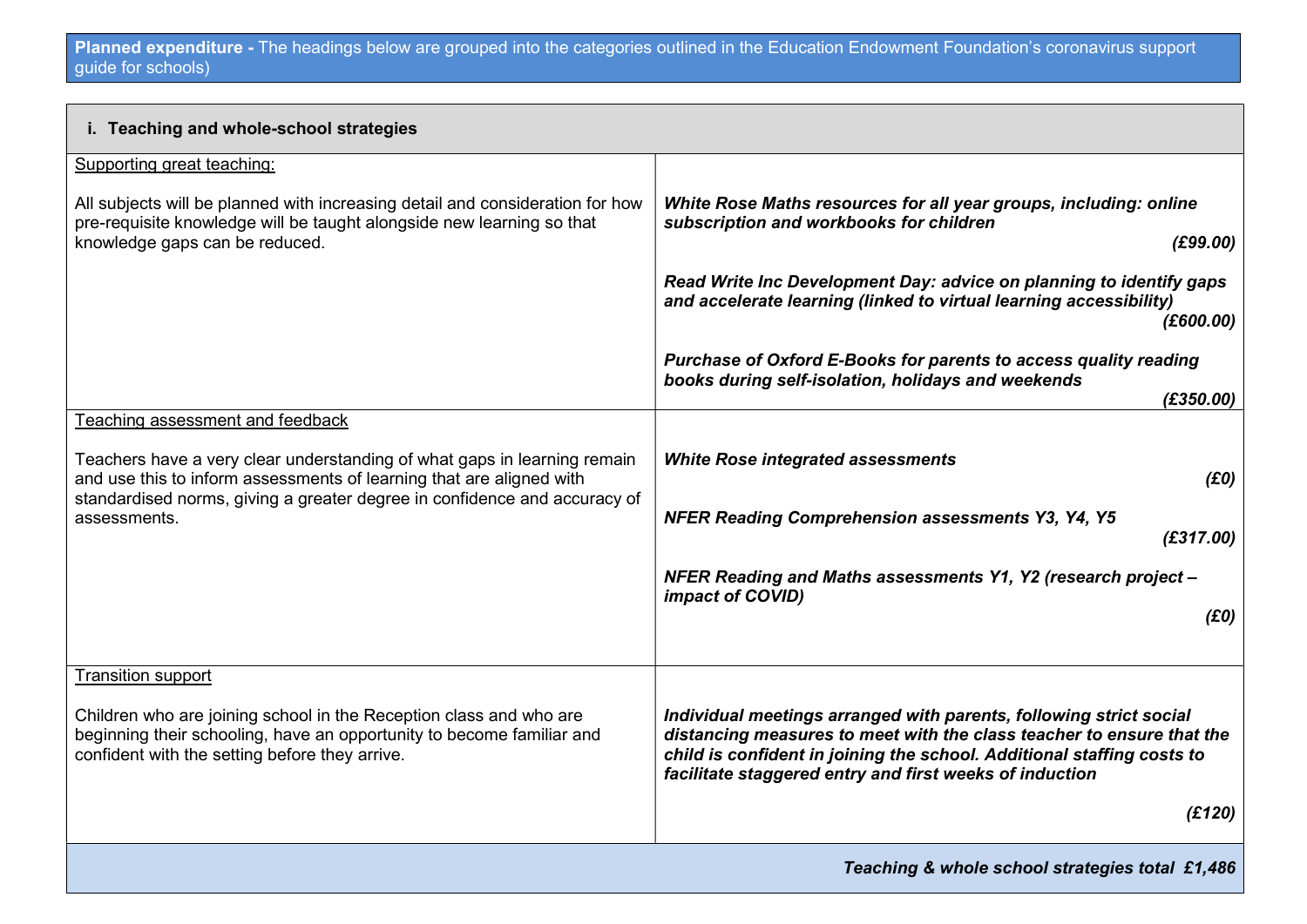**Planned expenditure -** The headings below are grouped into the categories outlined in the Education Endowment Foundation's coronavirus support guide for schools)

| **i. Teaching and whole-school strategies** | |
|---|---|
| Supporting great teaching:<br><br>All subjects will be planned with increasing detail and consideration for how pre-requisite knowledge will be taught alongside new learning so that knowledge gaps can be reduced. | ***White Rose Maths resources for all year groups, including: online subscription and workbooks for children*** ***(£99.00)***<br><br>***Read Write Inc Development Day: advice on planning to identify gaps and accelerate learning (linked to virtual learning accessibility)*** ***(£600.00)***<br><br>***Purchase of Oxford E-Books for parents to access quality reading books during self-isolation, holidays and weekends*** ***(£350.00)*** |
| Teaching assessment and feedback<br><br>Teachers have a very clear understanding of what gaps in learning remain and use this to inform assessments of learning that are aligned with standardised norms, giving a greater degree in confidence and accuracy of assessments. | ***White Rose integrated assessments*** ***(£0)***<br><br>***NFER Reading Comprehension assessments Y3, Y4, Y5*** ***(£317.00)***<br><br>***NFER Reading and Maths assessments Y1, Y2 (research project – impact of COVID)*** ***(£0)*** |
| Transition support<br><br>Children who are joining school in the Reception class and who are beginning their schooling, have an opportunity to become familiar and confident with the setting before they arrive. | ***Individual meetings arranged with parents, following strict social distancing measures to meet with the class teacher to ensure that the child is confident in joining the school. Additional staffing costs to facilitate staggered entry and first weeks of induction*** ***(£120)*** |
| | ***Teaching & whole school strategies total £1,486*** |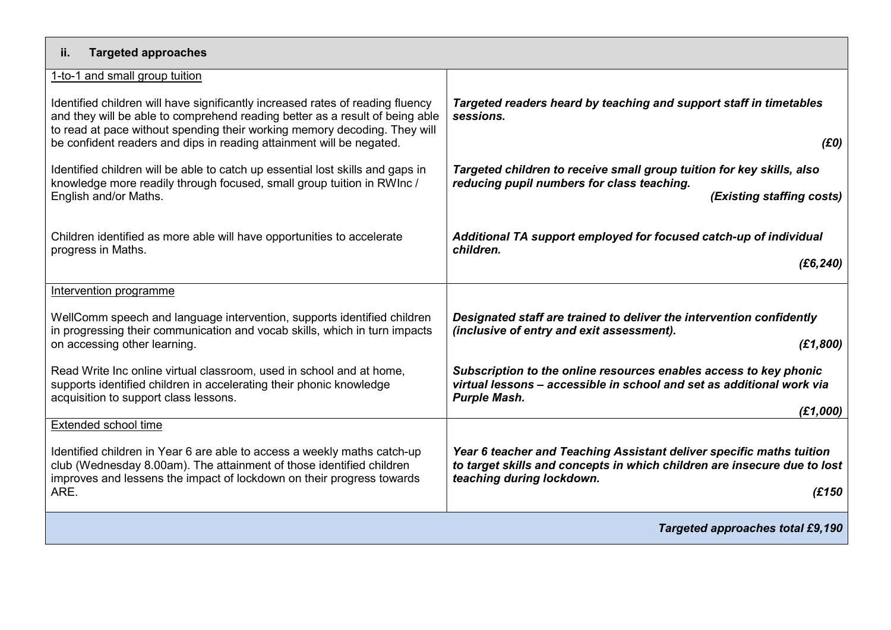| ii. Targeted approaches | |
|---|---|
| 1-to-1 and small group tuition<br><br>Identified children will have significantly increased rates of reading fluency and they will be able to comprehend reading better as a result of being able to read at pace without spending their working memory decoding. They will be confident readers and dips in reading attainment will be negated. | ***Targeted readers heard by teaching and support staff in timetables sessions.***<br><br>***(£0)*** |
| Identified children will be able to catch up essential lost skills and gaps in knowledge more readily through focused, small group tuition in RWInc / English and/or Maths. | ***Targeted children to receive small group tuition for key skills, also reducing pupil numbers for class teaching.***<br>***(Existing staffing costs)*** |
| Children identified as more able will have opportunities to accelerate progress in Maths. | ***Additional TA support employed for focused catch-up of individual children.***<br>***(£6,240)*** |
| Intervention programme<br><br>WellComm speech and language intervention, supports identified children in progressing their communication and vocab skills, which in turn impacts on accessing other learning. | ***Designated staff are trained to deliver the intervention confidently (inclusive of entry and exit assessment).***<br>***(£1,800)*** |
| Read Write Inc online virtual classroom, used in school and at home, supports identified children in accelerating their phonic knowledge acquisition to support class lessons. | ***Subscription to the online resources enables access to key phonic virtual lessons – accessible in school and set as additional work via Purple Mash.***<br>***(£1,000)*** |
| Extended school time<br><br>Identified children in Year 6 are able to access a weekly maths catch-up club (Wednesday 8.00am). The attainment of those identified children improves and lessens the impact of lockdown on their progress towards ARE. | ***Year 6 teacher and Teaching Assistant deliver specific maths tuition to target skills and concepts in which children are insecure due to lost teaching during lockdown.***<br>***(£150*** |
| | ***Targeted approaches total £9,190*** |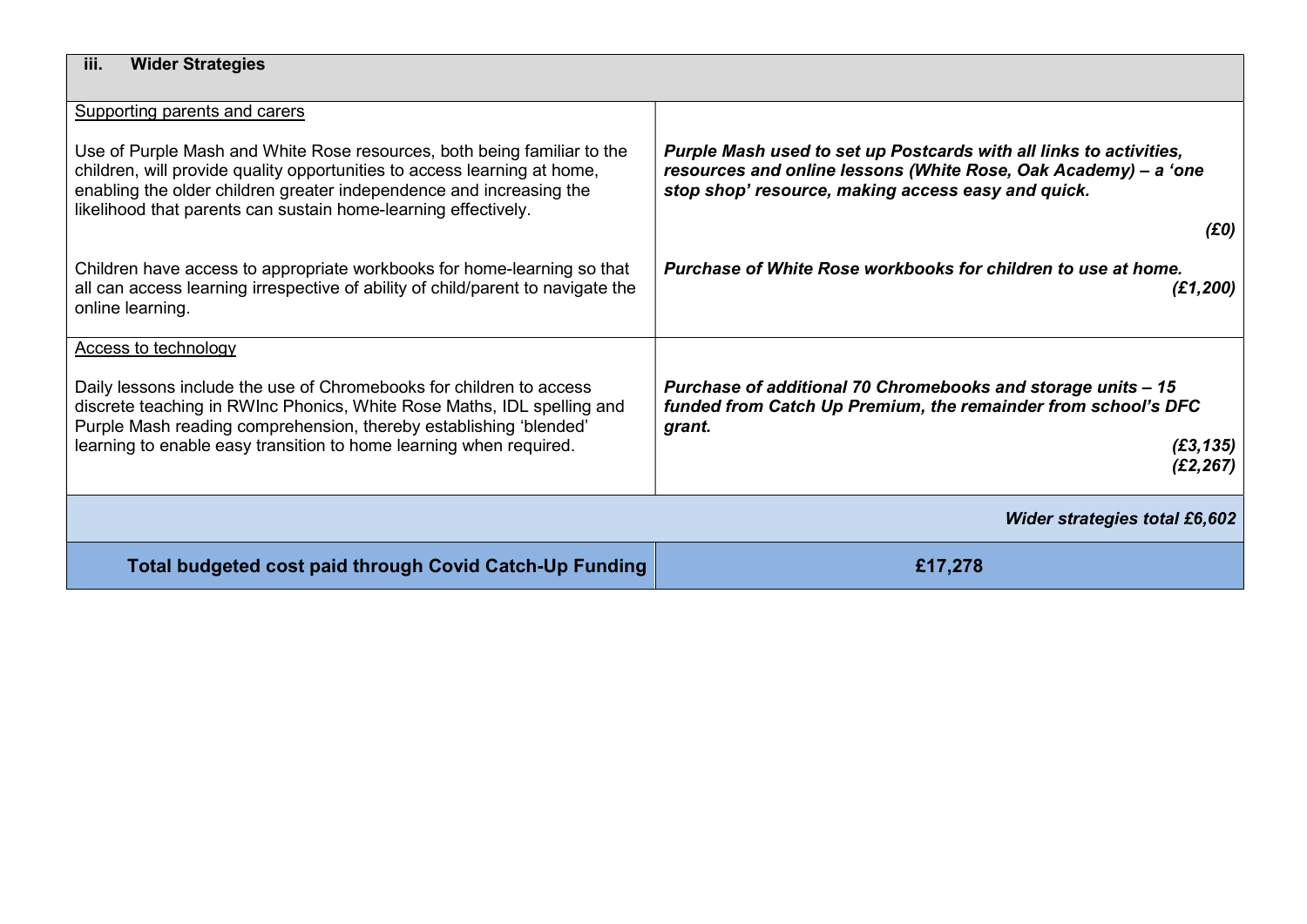| iii. **Wider Strategies** | |
|---|---|
| <u>Supporting parents and carers</u><br><br>Use of Purple Mash and White Rose resources, both being familiar to the children, will provide quality opportunities to access learning at home, enabling the older children greater independence and increasing the likelihood that parents can sustain home-learning effectively.<br><br>Children have access to appropriate workbooks for home-learning so that all can access learning irrespective of ability of child/parent to navigate the online learning. | ***Purple Mash used to set up Postcards with all links to activities, resources and online lessons (White Rose, Oak Academy) – a 'one stop shop' resource, making access easy and quick.***<br><br>***(£0)***<br><br>***Purchase of White Rose workbooks for children to use at home.***<br>***(£1,200)*** |
| <u>Access to technology</u><br><br>Daily lessons include the use of Chromebooks for children to access discrete teaching in RWInc Phonics, White Rose Maths, IDL spelling and Purple Mash reading comprehension, thereby establishing 'blended' learning to enable easy transition to home learning when required. | ***Purchase of additional 70 Chromebooks and storage units – 15 funded from Catch Up Premium, the remainder from school's DFC grant.***<br><br>***(£3,135)***<br>***(£2,267)*** |
| | ***Wider strategies total £6,602*** |
| **Total budgeted cost paid through Covid Catch-Up Funding** | **£17,278** |